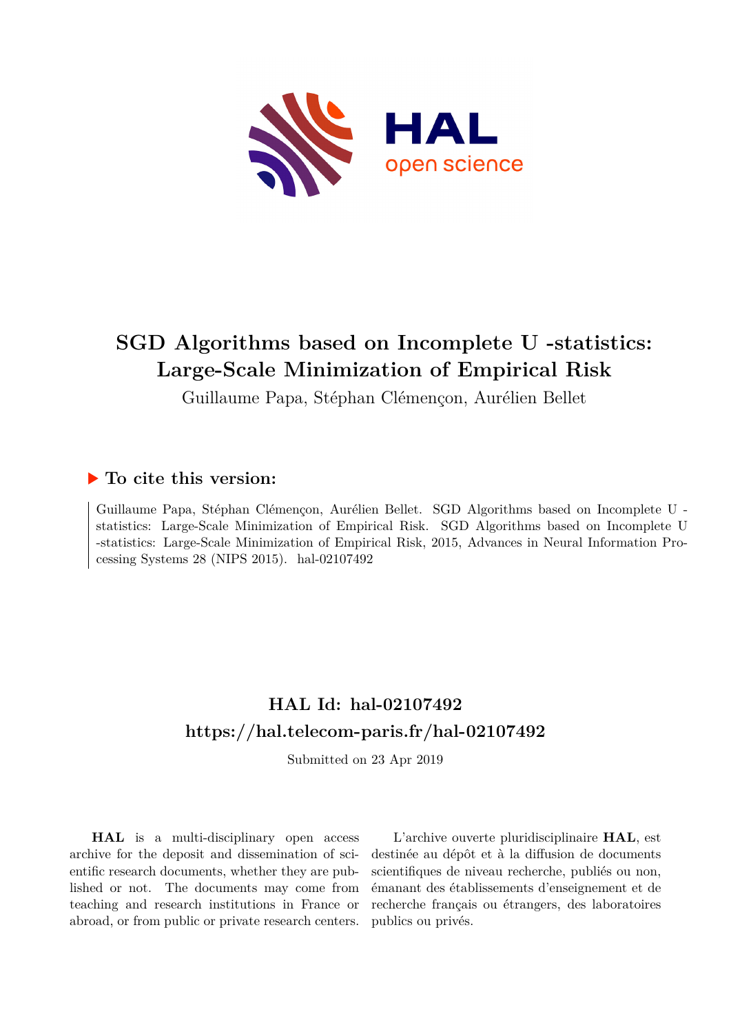# SGD Algorithms based on Incomplete U -statistics: Large-Scale Minimization of Empirical Risk

Guillaume Papa, Stéphan Clémençon, Aurélien Bellet

## ▶ To cite this version:

Guillaume Papa, Stéphan Clémençon, Aurélien Bellet. SGD Algorithms based on Incomplete U -statistics: Large-Scale Minimization of Empirical Risk. SGD Algorithms based on Incomplete U -statistics: Large-Scale Minimization of Empirical Risk, 2015, Advances in Neural Information Processing Systems 28 (NIPS 2015). hal-02107492

## HAL Id: hal-02107492
## https://hal.telecom-paris.fr/hal-02107492

Submitted on 23 Apr 2019

**HAL** is a multi-disciplinary open access archive for the deposit and dissemination of scientific research documents, whether they are published or not. The documents may come from teaching and research institutions in France or abroad, or from public or private research centers.

L'archive ouverte pluridisciplinaire **HAL**, est destinée au dépôt et à la diffusion de documents scientifiques de niveau recherche, publiés ou non, émanant des établissements d'enseignement et de recherche français ou étrangers, des laboratoires publics ou privés.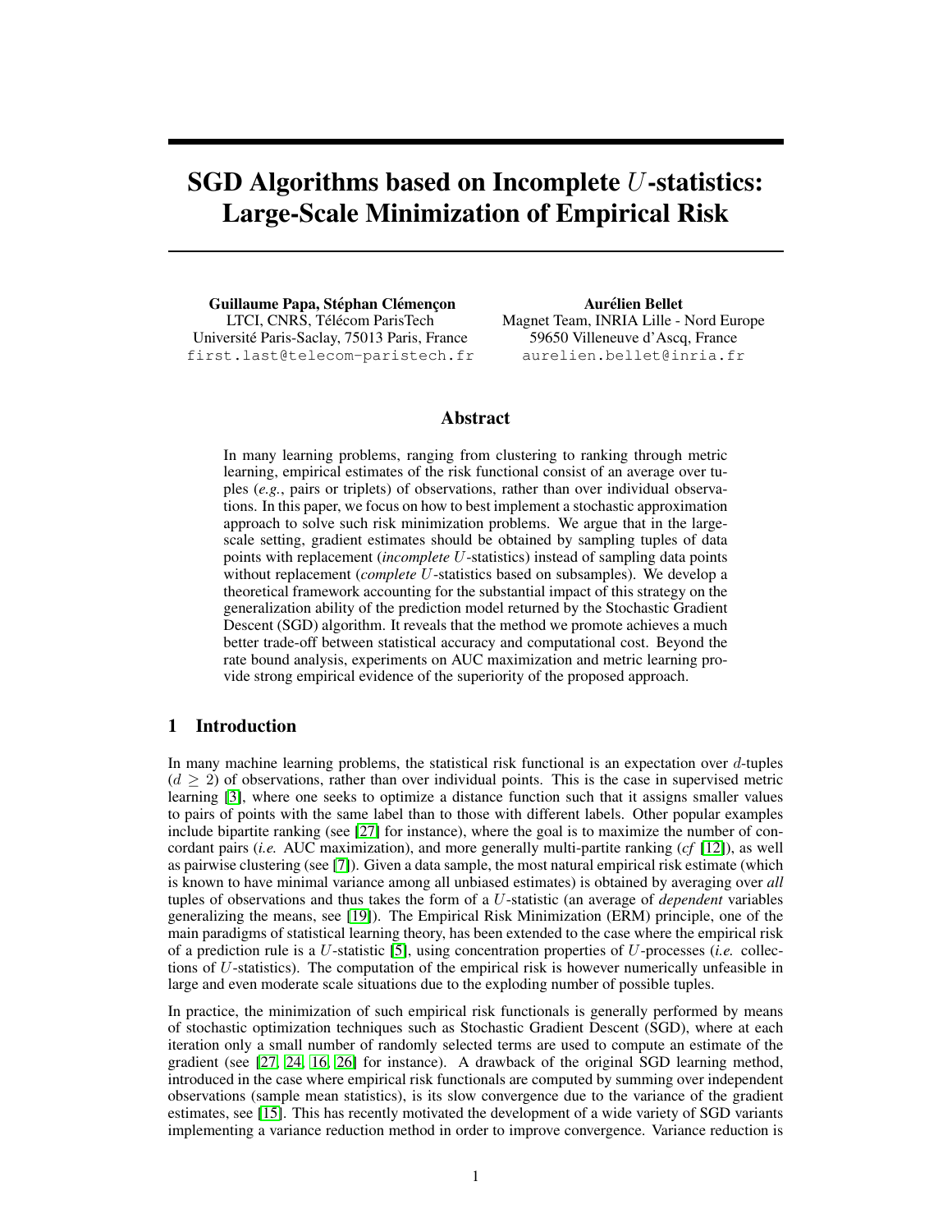# SGD Algorithms based on Incomplete $U$-statistics: Large-Scale Minimization of Empirical Risk

**Guillaume Papa, Stéphan Clémençon**
LTCI, CNRS, Télécom ParisTech
Université Paris-Saclay, 75013 Paris, France
first.last@telecom-paristech.fr

**Aurélien Bellet**
Magnet Team, INRIA Lille - Nord Europe
59650 Villeneuve d'Ascq, France
aurelien.bellet@inria.fr

## Abstract

In many learning problems, ranging from clustering to ranking through metric learning, empirical estimates of the risk functional consist of an average over tuples (*e.g.*, pairs or triplets) of observations, rather than over individual observations. In this paper, we focus on how to best implement a stochastic approximation approach to solve such risk minimization problems. We argue that in the large-scale setting, gradient estimates should be obtained by sampling tuples of data points with replacement (*incomplete* $U$-statistics) instead of sampling data points without replacement (*complete* $U$-statistics based on subsamples). We develop a theoretical framework accounting for the substantial impact of this strategy on the generalization ability of the prediction model returned by the Stochastic Gradient Descent (SGD) algorithm. It reveals that the method we promote achieves a much better trade-off between statistical accuracy and computational cost. Beyond the rate bound analysis, experiments on AUC maximization and metric learning provide strong empirical evidence of the superiority of the proposed approach.

## 1 Introduction

In many machine learning problems, the statistical risk functional is an expectation over $d$-tuples ($d \geq 2$) of observations, rather than over individual points. This is the case in supervised metric learning [3], where one seeks to optimize a distance function such that it assigns smaller values to pairs of points with the same label than to those with different labels. Other popular examples include bipartite ranking (see [27] for instance), where the goal is to maximize the number of concordant pairs (*i.e.* AUC maximization), and more generally multi-partite ranking (*cf* [12]), as well as pairwise clustering (see [7]). Given a data sample, the most natural empirical risk estimate (which is known to have minimal variance among all unbiased estimates) is obtained by averaging over *all* tuples of observations and thus takes the form of a $U$-statistic (an average of *dependent* variables generalizing the means, see [19]). The Empirical Risk Minimization (ERM) principle, one of the main paradigms of statistical learning theory, has been extended to the case where the empirical risk of a prediction rule is a $U$-statistic [5], using concentration properties of $U$-processes (*i.e.* collections of $U$-statistics). The computation of the empirical risk is however numerically unfeasible in large and even moderate scale situations due to the exploding number of possible tuples.

In practice, the minimization of such empirical risk functionals is generally performed by means of stochastic optimization techniques such as Stochastic Gradient Descent (SGD), where at each iteration only a small number of randomly selected terms are used to compute an estimate of the gradient (see [27, 24, 16, 26] for instance). A drawback of the original SGD learning method, introduced in the case where empirical risk functionals are computed by summing over independent observations (sample mean statistics), is its slow convergence due to the variance of the gradient estimates, see [15]. This has recently motivated the development of a wide variety of SGD variants implementing a variance reduction method in order to improve convergence. Variance reduction is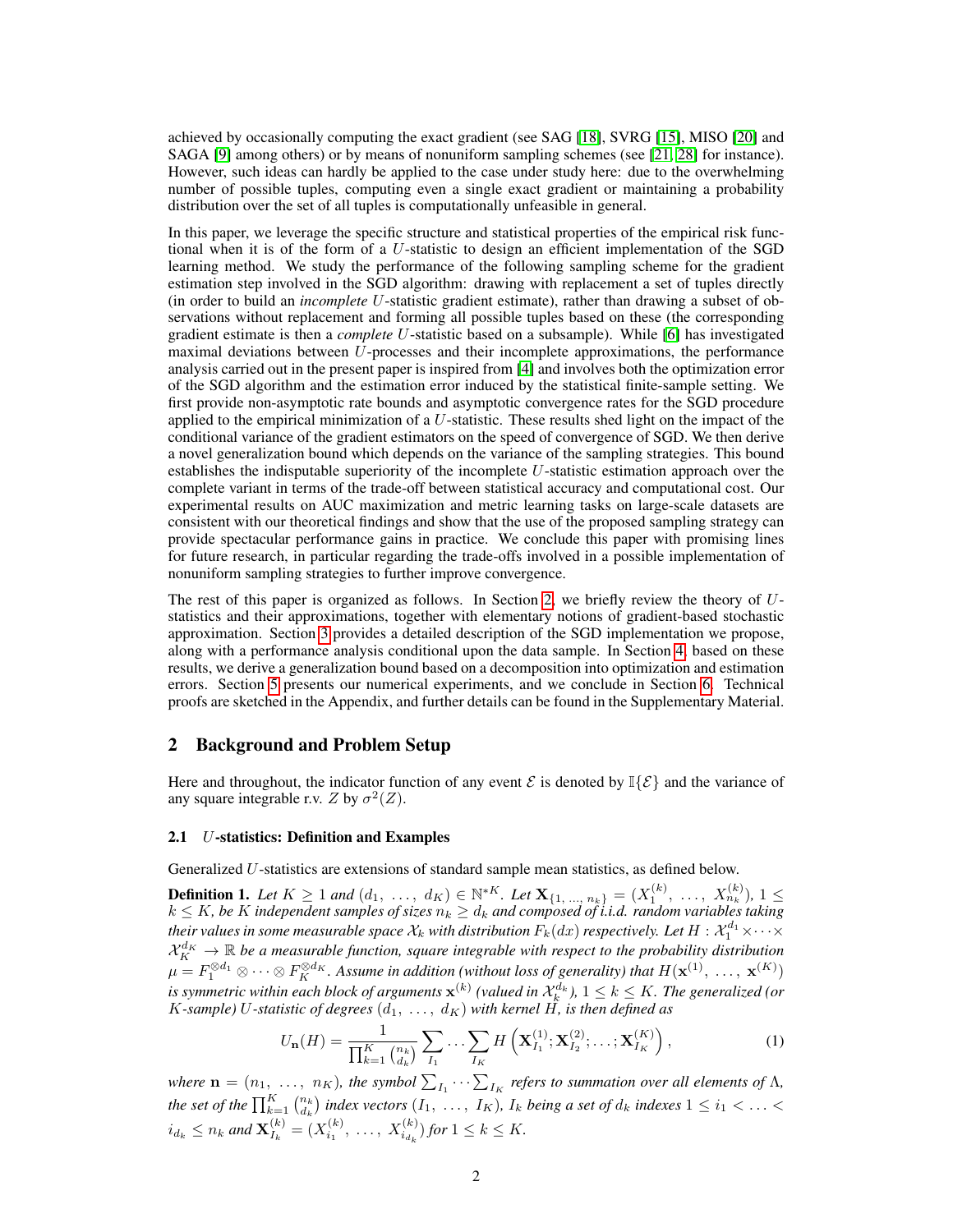achieved by occasionally computing the exact gradient (see SAG [18], SVRG [15], MISO [20] and SAGA [9] among others) or by means of nonuniform sampling schemes (see [21, 28] for instance). However, such ideas can hardly be applied to the case under study here: due to the overwhelming number of possible tuples, computing even a single exact gradient or maintaining a probability distribution over the set of all tuples is computationally unfeasible in general.

In this paper, we leverage the specific structure and statistical properties of the empirical risk functional when it is of the form of a $U$-statistic to design an efficient implementation of the SGD learning method. We study the performance of the following sampling scheme for the gradient estimation step involved in the SGD algorithm: drawing with replacement a set of tuples directly (in order to build an *incomplete* $U$-statistic gradient estimate), rather than drawing a subset of observations without replacement and forming all possible tuples based on these (the corresponding gradient estimate is then a *complete* $U$-statistic based on a subsample). While [6] has investigated maximal deviations between $U$-processes and their incomplete approximations, the performance analysis carried out in the present paper is inspired from [4] and involves both the optimization error of the SGD algorithm and the estimation error induced by the statistical finite-sample setting. We first provide non-asymptotic rate bounds and asymptotic convergence rates for the SGD procedure applied to the empirical minimization of a $U$-statistic. These results shed light on the impact of the conditional variance of the gradient estimators on the speed of convergence of SGD. We then derive a novel generalization bound which depends on the variance of the sampling strategies. This bound establishes the indisputable superiority of the incomplete $U$-statistic estimation approach over the complete variant in terms of the trade-off between statistical accuracy and computational cost. Our experimental results on AUC maximization and metric learning tasks on large-scale datasets are consistent with our theoretical findings and show that the use of the proposed sampling strategy can provide spectacular performance gains in practice. We conclude this paper with promising lines for future research, in particular regarding the trade-offs involved in a possible implementation of nonuniform sampling strategies to further improve convergence.

The rest of this paper is organized as follows. In Section 2, we briefly review the theory of $U$-statistics and their approximations, together with elementary notions of gradient-based stochastic approximation. Section 3 provides a detailed description of the SGD implementation we propose, along with a performance analysis conditional upon the data sample. In Section 4, based on these results, we derive a generalization bound based on a decomposition into optimization and estimation errors. Section 5 presents our numerical experiments, and we conclude in Section 6. Technical proofs are sketched in the Appendix, and further details can be found in the Supplementary Material.

## 2 Background and Problem Setup

Here and throughout, the indicator function of any event $\mathcal{E}$ is denoted by $\mathbb{I}\{\mathcal{E}\}$ and the variance of any square integrable r.v. $Z$ by $\sigma^2(Z)$.

### 2.1 $U$-statistics: Definition and Examples

Generalized $U$-statistics are extensions of standard sample mean statistics, as defined below.

**Definition 1.** *Let $K \geq 1$ and $(d_1, \ldots, d_K) \in \mathbb{N}^{*K}$. Let $\mathbf{X}_{\{1, \ldots, n_k\}} = (X_1^{(k)}, \ldots, X_{n_k}^{(k)})$, $1 \leq k \leq K$, be $K$ independent samples of sizes $n_k \geq d_k$ and composed of i.i.d. random variables taking their values in some measurable space $\mathcal{X}_k$ with distribution $F_k(dx)$ respectively. Let $H : \mathcal{X}_1^{d_1} \times \cdots \times \mathcal{X}_K^{d_K} \to \mathbb{R}$ be a measurable function, square integrable with respect to the probability distribution $\mu = F_1^{\otimes d_1} \otimes \cdots \otimes F_K^{\otimes d_K}$. Assume in addition (without loss of generality) that $H(\mathbf{x}^{(1)}, \ldots, \mathbf{x}^{(K)})$ is symmetric within each block of arguments $\mathbf{x}^{(k)}$ (valued in $\mathcal{X}_k^{d_k}$), $1 \leq k \leq K$. The generalized (or $K$-sample) $U$-statistic of degrees $(d_1, \ldots, d_K)$ with kernel $H$, is then defined as*

$$U_{\mathbf{n}}(H) = \frac{1}{\prod_{k=1}^K \binom{n_k}{d_k}} \sum_{I_1} \cdots \sum_{I_K} H\left(\mathbf{X}_{I_1}^{(1)}; \mathbf{X}_{I_2}^{(2)}; \ldots; \mathbf{X}_{I_K}^{(K)}\right), \tag{1}$$

*where $\mathbf{n} = (n_1, \ldots, n_K)$, the symbol $\sum_{I_1} \cdots \sum_{I_K}$ refers to summation over all elements of $\Lambda$, the set of the $\prod_{k=1}^K \binom{n_k}{d_k}$ index vectors $(I_1, \ldots, I_K)$, $I_k$ being a set of $d_k$ indexes $1 \leq i_1 < \ldots < i_{d_k} \leq n_k$ and $\mathbf{X}_{I_k}^{(k)} = (X_{i_1}^{(k)}, \ldots, X_{i_{d_k}}^{(k)})$ for $1 \leq k \leq K$.*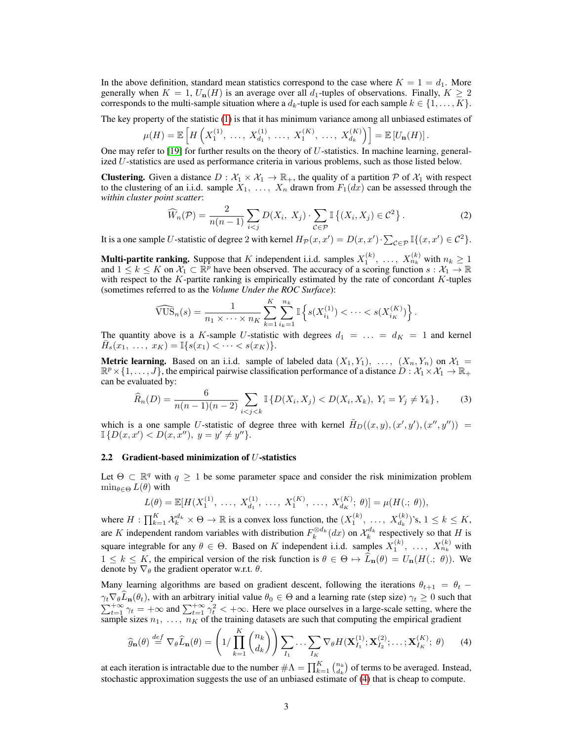In the above definition, standard mean statistics correspond to the case where $K = 1 = d_1$. More generally when $K = 1$, $U_{\mathbf{n}}(H)$ is an average over all $d_1$-tuples of observations. Finally, $K \geq 2$ corresponds to the multi-sample situation where a $d_k$-tuple is used for each sample $k \in \{1, \ldots, K\}$.

The key property of the statistic (1) is that it has minimum variance among all unbiased estimates of

$$\mu(H) = \mathbb{E}\left[H\left(X_1^{(1)}, \ldots, X_{d_1}^{(1)}, \ldots, X_1^{(K)}, \ldots, X_{d_k}^{(K)}\right)\right] = \mathbb{E}\left[U_{\mathbf{n}}(H)\right].$$

One may refer to [19] for further results on the theory of $U$-statistics. In machine learning, generalized $U$-statistics are used as performance criteria in various problems, such as those listed below.

**Clustering.** Given a distance $D : \mathcal{X}_1 \times \mathcal{X}_1 \to \mathbb{R}_+$, the quality of a partition $\mathcal{P}$ of $\mathcal{X}_1$ with respect to the clustering of an i.i.d. sample $X_1, \ldots, X_n$ drawn from $F_1(dx)$ can be assessed through the *within cluster point scatter*:

$$\widehat{W}_n(\mathcal{P}) = \frac{2}{n(n-1)} \sum_{i<j} D(X_i, X_j) \cdot \sum_{\mathcal{C} \in \mathcal{P}} \mathbb{I}\left\{(X_i, X_j) \in \mathcal{C}^2\right\}. \tag{2}$$

It is a one sample $U$-statistic of degree 2 with kernel $H_{\mathcal{P}}(x, x') = D(x, x') \cdot \sum_{\mathcal{C} \in \mathcal{P}} \mathbb{I}\{(x, x') \in \mathcal{C}^2\}$.

**Multi-partite ranking.** Suppose that $K$ independent i.i.d. samples $X_1^{(k)}, \ldots, X_{n_k}^{(k)}$ with $n_k \geq 1$ and $1 \leq k \leq K$ on $\mathcal{X}_1 \subset \mathbb{R}^p$ have been observed. The accuracy of a scoring function $s : \mathcal{X}_1 \to \mathbb{R}$ with respect to the $K$-partite ranking is empirically estimated by the rate of concordant $K$-tuples (sometimes referred to as the *Volume Under the ROC Surface*):

$$\widehat{\mathrm{VUS}}_n(s) = \frac{1}{n_1 \times \cdots \times n_K} \sum_{k=1}^{K} \sum_{i_k=1}^{n_k} \mathbb{I}\left\{s(X_{i_1}^{(1)}) < \cdots < s(X_{i_K}^{(K)})\right\}.$$

The quantity above is a $K$-sample $U$-statistic with degrees $d_1 = \ldots = d_K = 1$ and kernel $\bar{H}_s(x_1, \ldots, x_K) = \mathbb{I}\{s(x_1) < \cdots < s(x_K)\}$.

**Metric learning.** Based on an i.i.d. sample of labeled data $(X_1, Y_1), \ldots, (X_n, Y_n)$ on $\mathcal{X}_1 = \mathbb{R}^p \times \{1, \ldots, J\}$, the empirical pairwise classification performance of a distance $D : \mathcal{X}_1 \times \mathcal{X}_1 \to \mathbb{R}_+$ can be evaluated by:

$$\widehat{R}_n(D) = \frac{6}{n(n-1)(n-2)} \sum_{i<j<k} \mathbb{I}\left\{D(X_i, X_j) < D(X_i, X_k),\ Y_i = Y_j \neq Y_k\right\}, \tag{3}$$

which is a one sample $U$-statistic of degree three with kernel $\tilde{H}_D((x, y), (x', y'), (x'', y'')) = \mathbb{I}\left\{D(x, x') < D(x, x''),\ y = y' \neq y''\right\}$.

### 2.2 Gradient-based minimization of $U$-statistics

Let $\Theta \subset \mathbb{R}^q$ with $q \geq 1$ be some parameter space and consider the risk minimization problem $\min_{\theta \in \Theta} L(\theta)$ with

$$L(\theta) = \mathbb{E}[H(X_1^{(1)}, \ldots, X_{d_1}^{(1)}, \ldots, X_1^{(K)}, \ldots, X_{d_K}^{(K)};\ \theta)] = \mu(H(.;\ \theta)),$$

where $H : \prod_{k=1}^{K} \mathcal{X}_k^{d_k} \times \Theta \to \mathbb{R}$ is a convex loss function, the $(X_1^{(k)}, \ldots, X_{d_k}^{(k)})$'s, $1 \leq k \leq K$, are $K$ independent random variables with distribution $F_k^{\otimes d_k}(dx)$ on $\mathcal{X}_k^{d_k}$ respectively so that $H$ is square integrable for any $\theta \in \Theta$. Based on $K$ independent i.i.d. samples $X_1^{(k)}, \ldots, X_{n_k}^{(k)}$ with $1 \leq k \leq K$, the empirical version of the risk function is $\theta \in \Theta \mapsto \widehat{L}_{\mathbf{n}}(\theta) = U_{\mathbf{n}}(H(.;\ \theta))$. We denote by $\nabla_\theta$ the gradient operator w.r.t. $\theta$.

Many learning algorithms are based on gradient descent, following the iterations $\theta_{t+1} = \theta_t - \gamma_t \nabla_\theta \widehat{L}_{\mathbf{n}}(\theta_t)$, with an arbitrary initial value $\theta_0 \in \Theta$ and a learning rate (step size) $\gamma_t \geq 0$ such that $\sum_{t=1}^{+\infty} \gamma_t = +\infty$ and $\sum_{t=1}^{+\infty} \gamma_t^2 < +\infty$. Here we place ourselves in a large-scale setting, where the sample sizes $n_1, \ldots, n_K$ of the training datasets are such that computing the empirical gradient

$$\widehat{g}_{\mathbf{n}}(\theta) \stackrel{def}{=} \nabla_\theta \widehat{L}_{\mathbf{n}}(\theta) = \left(1 / \prod_{k=1}^{K} \binom{n_k}{d_k}\right) \sum_{I_1} \ldots \sum_{I_K} \nabla_\theta H(\mathbf{X}_{I_1}^{(1)}; \mathbf{X}_{I_2}^{(2)}; \ldots; \mathbf{X}_{I_K}^{(K)};\ \theta) \tag{4}$$

at each iteration is intractable due to the number $\#\Lambda = \prod_{k=1}^{K} \binom{n_k}{d_k}$ of terms to be averaged. Instead, stochastic approximation suggests the use of an unbiased estimate of (4) that is cheap to compute.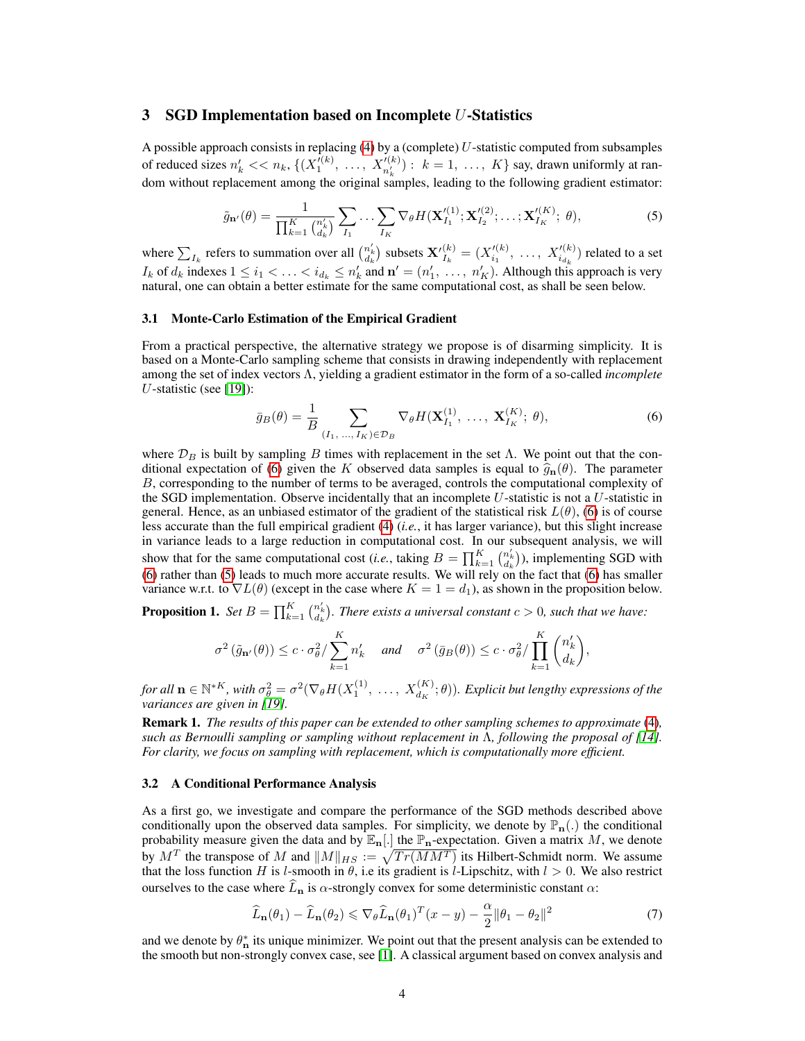## 3 SGD Implementation based on Incomplete $U$-Statistics

A possible approach consists in replacing (4) by a (complete) $U$-statistic computed from subsamples of reduced sizes $n'_k << n_k$, $\{(X_1'^{(k)}, \ \ldots, \ X_{n'_k}'^{(k)}) : \ k = 1, \ \ldots, \ K\}$ say, drawn uniformly at random without replacement among the original samples, leading to the following gradient estimator:

$$\tilde{g}_{\mathbf{n}'}(\theta) = \frac{1}{\prod_{k=1}^{K} \binom{n'_k}{d_k}} \sum_{I_1} \ldots \sum_{I_K} \nabla_\theta H(\mathbf{X}'^{(1)}_{I_1}; \mathbf{X}'^{(2)}_{I_2}; \ldots ; \mathbf{X}'^{(K)}_{I_K}; \ \theta), \tag{5}$$

where $\sum_{I_k}$ refers to summation over all $\binom{n'_k}{d_k}$ subsets $\mathbf{X}'^{(k)}_{I_k} = (X_{i_1}'^{(k)}, \ \ldots, \ X_{i_{d_k}}'^{(k)})$ related to a set $I_k$ of $d_k$ indexes $1 \leq i_1 < \ldots < i_{d_k} \leq n'_k$ and $\mathbf{n}' = (n'_1, \ \ldots, \ n'_K)$. Although this approach is very natural, one can obtain a better estimate for the same computational cost, as shall be seen below.

### 3.1 Monte-Carlo Estimation of the Empirical Gradient

From a practical perspective, the alternative strategy we propose is of disarming simplicity. It is based on a Monte-Carlo sampling scheme that consists in drawing independently with replacement among the set of index vectors $\Lambda$, yielding a gradient estimator in the form of a so-called *incomplete* $U$-statistic (see [19]):

$$\bar{g}_B(\theta) = \frac{1}{B} \sum_{(I_1, \ \ldots, \ I_K) \in \mathcal{D}_B} \nabla_\theta H(\mathbf{X}^{(1)}_{I_1}, \ \ldots, \ \mathbf{X}^{(K)}_{I_K}; \ \theta), \tag{6}$$

where $\mathcal{D}_B$ is built by sampling $B$ times with replacement in the set $\Lambda$. We point out that the conditional expectation of (6) given the $K$ observed data samples is equal to $\widehat{g}_{\mathbf{n}}(\theta)$. The parameter $B$, corresponding to the number of terms to be averaged, controls the computational complexity of the SGD implementation. Observe incidentally that an incomplete $U$-statistic is not a $U$-statistic in general. Hence, as an unbiased estimator of the gradient of the statistical risk $L(\theta)$, (6) is of course less accurate than the full empirical gradient (4) (*i.e.*, it has larger variance), but this slight increase in variance leads to a large reduction in computational cost. In our subsequent analysis, we will show that for the same computational cost (*i.e.*, taking $B = \prod_{k=1}^{K} \binom{n'_k}{d_k}$), implementing SGD with (6) rather than (5) leads to much more accurate results. We will rely on the fact that (6) has smaller variance w.r.t. to $\nabla L(\theta)$ (except in the case where $K = 1 = d_1$), as shown in the proposition below.

**Proposition 1.** *Set $B = \prod_{k=1}^{K} \binom{n'_k}{d_k}$. There exists a universal constant $c > 0$, such that we have:*

$$\sigma^2\left(\tilde{g}_{\mathbf{n}'}(\theta)\right) \leq c \cdot \sigma^2_\theta / \sum_{k=1}^{K} n'_k \quad \text{ and } \quad \sigma^2\left(\bar{g}_B(\theta)\right) \leq c \cdot \sigma^2_\theta / \prod_{k=1}^{K} \binom{n'_k}{d_k},$$

*for all $\mathbf{n} \in \mathbb{N}^{*K}$, with $\sigma^2_\theta = \sigma^2(\nabla_\theta H(X_1^{(1)}, \ \ldots, \ X_{d_K}^{(K)}; \theta))$. Explicit but lengthy expressions of the variances are given in [19].*

**Remark 1.** *The results of this paper can be extended to other sampling schemes to approximate (4), such as Bernoulli sampling or sampling without replacement in $\Lambda$, following the proposal of [14]. For clarity, we focus on sampling with replacement, which is computationally more efficient.*

### 3.2 A Conditional Performance Analysis

As a first go, we investigate and compare the performance of the SGD methods described above conditionally upon the observed data samples. For simplicity, we denote by $\mathbb{P}_{\mathbf{n}}(.)$ the conditional probability measure given the data and by $\mathbb{E}_{\mathbf{n}}[.]$ the $\mathbb{P}_{\mathbf{n}}$-expectation. Given a matrix $M$, we denote by $M^T$ the transpose of $M$ and $\|M\|_{HS} := \sqrt{Tr(MM^T)}$ its Hilbert-Schmidt norm. We assume that the loss function $H$ is $l$-smooth in $\theta$, i.e its gradient is $l$-Lipschitz, with $l > 0$. We also restrict ourselves to the case where $\widehat{L}_{\mathbf{n}}$ is $\alpha$-strongly convex for some deterministic constant $\alpha$:

$$\widehat{L}_{\mathbf{n}}(\theta_1) - \widehat{L}_{\mathbf{n}}(\theta_2) \leqslant \nabla_\theta \widehat{L}_{\mathbf{n}}(\theta_1)^T (x - y) - \frac{\alpha}{2} \|\theta_1 - \theta_2\|^2 \tag{7}$$

and we denote by $\theta^*_{\mathbf{n}}$ its unique minimizer. We point out that the present analysis can be extended to the smooth but non-strongly convex case, see [1]. A classical argument based on convex analysis and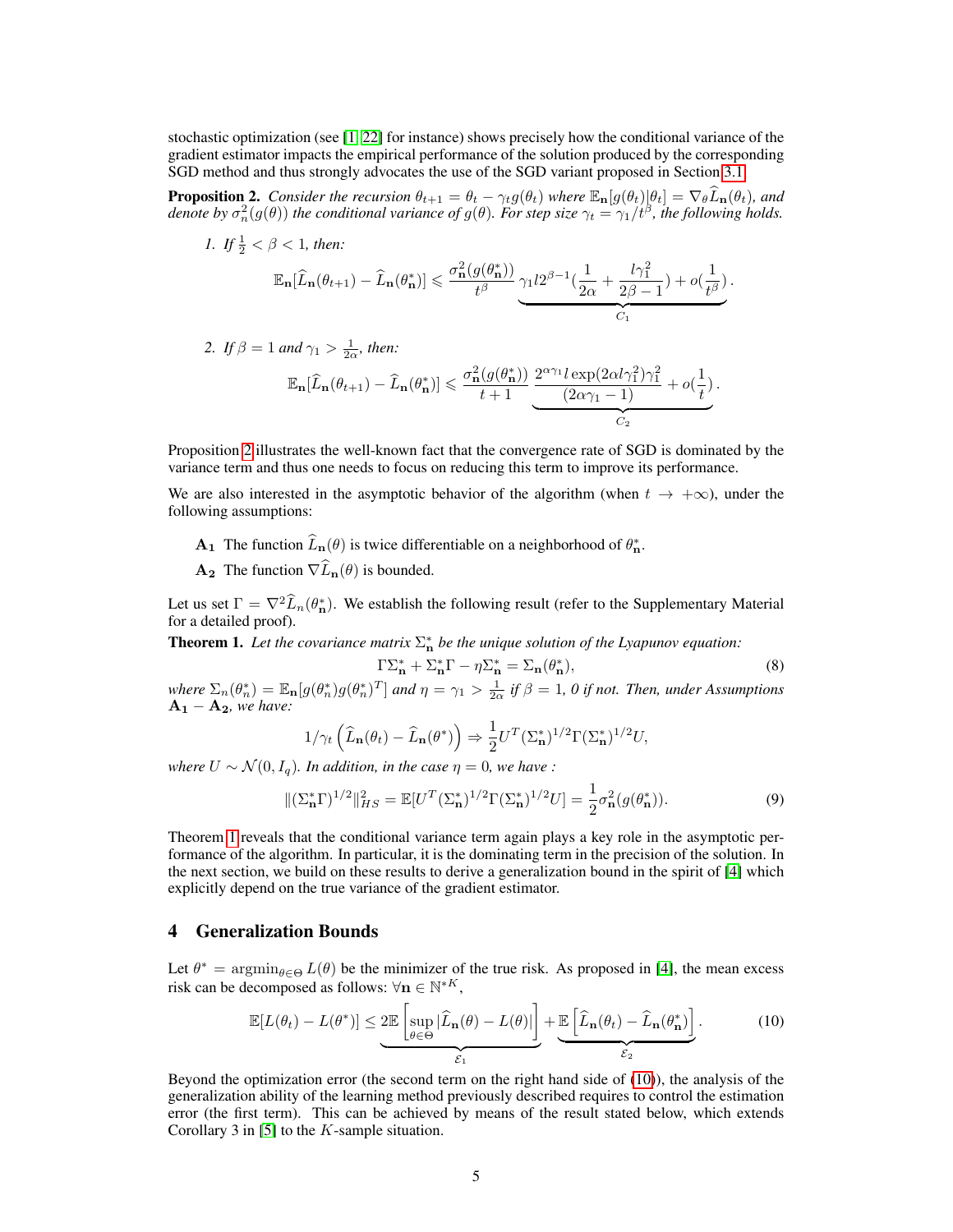stochastic optimization (see [1, 22] for instance) shows precisely how the conditional variance of the gradient estimator impacts the empirical performance of the solution produced by the corresponding SGD method and thus strongly advocates the use of the SGD variant proposed in Section 3.1.

**Proposition 2.** *Consider the recursion $\theta_{t+1} = \theta_t - \gamma_t g(\theta_t)$ where $\mathbb{E}_{\mathbf{n}}[g(\theta_t)|\theta_t] = \nabla_\theta \widehat{L}_{\mathbf{n}}(\theta_t)$, and denote by $\sigma_n^2(g(\theta))$ the conditional variance of $g(\theta)$. For step size $\gamma_t = \gamma_1/t^\beta$, the following holds.*

1. *If $\frac{1}{2} < \beta < 1$, then:*

$$\mathbb{E}_{\mathbf{n}}[\widehat{L}_{\mathbf{n}}(\theta_{t+1}) - \widehat{L}_{\mathbf{n}}(\theta^*_{\mathbf{n}})] \leqslant \frac{\sigma^2_{\mathbf{n}}(g(\theta^*_{\mathbf{n}}))}{t^\beta} \underbrace{\gamma_1 l 2^{\beta-1}\left(\frac{1}{2\alpha} + \frac{l\gamma_1^2}{2\beta - 1}\right) + o\left(\frac{1}{t^\beta}\right)}_{C_1}.$$

2. *If $\beta = 1$ and $\gamma_1 > \frac{1}{2\alpha}$, then:*

$$\mathbb{E}_{\mathbf{n}}[\widehat{L}_{\mathbf{n}}(\theta_{t+1}) - \widehat{L}_{\mathbf{n}}(\theta^*_{\mathbf{n}})] \leqslant \frac{\sigma^2_{\mathbf{n}}(g(\theta^*_{\mathbf{n}}))}{t+1} \underbrace{\frac{2^{\alpha\gamma_1} l \exp(2\alpha l \gamma_1^2)\gamma_1^2}{(2\alpha\gamma_1 - 1)} + o\left(\frac{1}{t}\right)}_{C_2}.$$

Proposition 2 illustrates the well-known fact that the convergence rate of SGD is dominated by the variance term and thus one needs to focus on reducing this term to improve its performance.

We are also interested in the asymptotic behavior of the algorithm (when $t \to +\infty$), under the following assumptions:

- $\mathbf{A_1}$ The function $\widehat{L}_{\mathbf{n}}(\theta)$ is twice differentiable on a neighborhood of $\theta^*_{\mathbf{n}}$.
- $\mathbf{A_2}$ The function $\nabla \widehat{L}_{\mathbf{n}}(\theta)$ is bounded.

Let us set $\Gamma = \nabla^2 \widehat{L}_n(\theta^*_{\mathbf{n}})$. We establish the following result (refer to the Supplementary Material for a detailed proof).

**Theorem 1.** *Let the covariance matrix $\Sigma^*_{\mathbf{n}}$ be the unique solution of the Lyapunov equation:*

$$\Gamma\Sigma^*_{\mathbf{n}} + \Sigma^*_{\mathbf{n}}\Gamma - \eta\Sigma^*_{\mathbf{n}} = \Sigma_{\mathbf{n}}(\theta^*_{\mathbf{n}}), \tag{8}$$

*where $\Sigma_n(\theta^*_n) = \mathbb{E}_{\mathbf{n}}[g(\theta^*_n)g(\theta^*_n)^T]$ and $\eta = \gamma_1 > \frac{1}{2\alpha}$ if $\beta = 1$, 0 if not. Then, under Assumptions $\mathbf{A_1} - \mathbf{A_2}$, we have:*

$$1/\gamma_t\left(\widehat{L}_{\mathbf{n}}(\theta_t) - \widehat{L}_{\mathbf{n}}(\theta^*)\right) \Rightarrow \frac{1}{2}U^T(\Sigma^*_{\mathbf{n}})^{1/2}\Gamma(\Sigma^*_{\mathbf{n}})^{1/2}U,$$

*where $U \sim \mathcal{N}(0, I_q)$. In addition, in the case $\eta = 0$, we have :*

$$\|(\Sigma^*_{\mathbf{n}}\Gamma)^{1/2}\|^2_{HS} = \mathbb{E}[U^T(\Sigma^*_{\mathbf{n}})^{1/2}\Gamma(\Sigma^*_{\mathbf{n}})^{1/2}U] = \frac{1}{2}\sigma^2_{\mathbf{n}}(g(\theta^*_{\mathbf{n}})). \tag{9}$$

Theorem 1 reveals that the conditional variance term again plays a key role in the asymptotic performance of the algorithm. In particular, it is the dominating term in the precision of the solution. In the next section, we build on these results to derive a generalization bound in the spirit of [4] which explicitly depend on the true variance of the gradient estimator.

## 4 Generalization Bounds

Let $\theta^* = \operatorname{argmin}_{\theta\in\Theta} L(\theta)$ be the minimizer of the true risk. As proposed in [4], the mean excess risk can be decomposed as follows: $\forall \mathbf{n} \in \mathbb{N}^{*K}$,

$$\mathbb{E}[L(\theta_t) - L(\theta^*)] \leq \underbrace{2\mathbb{E}\left[\sup_{\theta\in\Theta}|\widehat{L}_{\mathbf{n}}(\theta) - L(\theta)|\right]}_{\mathcal{E}_1} + \underbrace{\mathbb{E}\left[\widehat{L}_{\mathbf{n}}(\theta_t) - \widehat{L}_{\mathbf{n}}(\theta^*_{\mathbf{n}})\right]}_{\mathcal{E}_2}. \tag{10}$$

Beyond the optimization error (the second term on the right hand side of (10)), the analysis of the generalization ability of the learning method previously described requires to control the estimation error (the first term). This can be achieved by means of the result stated below, which extends Corollary 3 in [5] to the $K$-sample situation.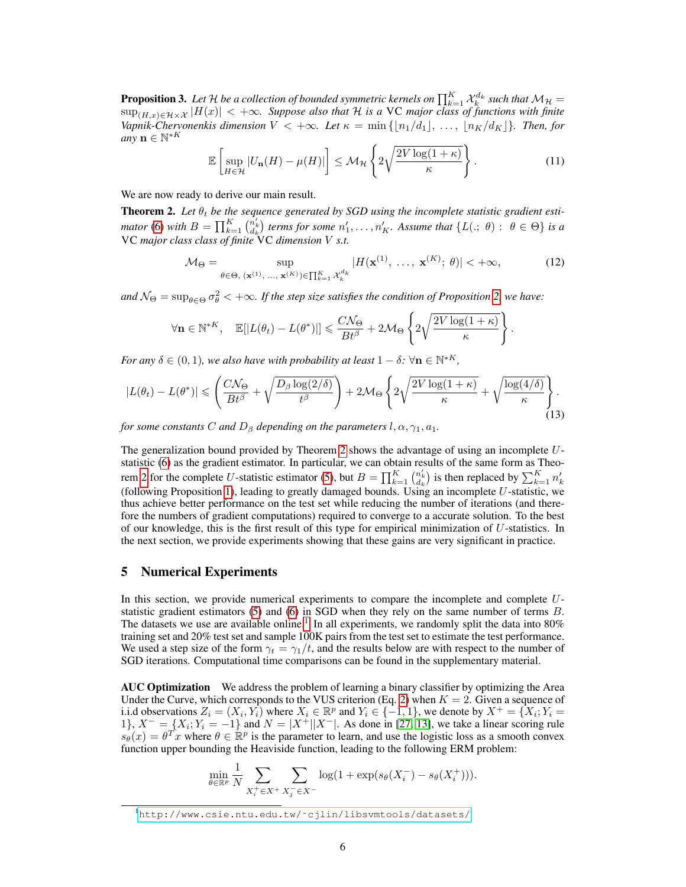**Proposition 3.** *Let $\mathcal{H}$ be a collection of bounded symmetric kernels on $\prod_{k=1}^K \mathcal{X}_k^{d_k}$ such that $\mathcal{M}_{\mathcal{H}} = \sup_{(H,x)\in\mathcal{H}\times\mathcal{X}} |H(x)| < +\infty$. Suppose also that $\mathcal{H}$ is a* VC *major class of functions with finite Vapnik-Chervonenkis dimension $V < +\infty$. Let $\kappa = \min\{\lfloor n_1/d_1 \rfloor, \ldots, \lfloor n_K/d_K \rfloor\}$. Then, for any $\mathbf{n} \in \mathbb{N}^{*K}$*

$$\mathbb{E}\left[\sup_{H\in\mathcal{H}} |U_{\mathbf{n}}(H) - \mu(H)|\right] \leq \mathcal{M}_{\mathcal{H}} \left\{ 2\sqrt{\frac{2V\log(1+\kappa)}{\kappa}} \right\}. \tag{11}$$

We are now ready to derive our main result.

**Theorem 2.** *Let $\theta_t$ be the sequence generated by SGD using the incomplete statistic gradient estimator (6) with $B = \prod_{k=1}^K \binom{n'_k}{d_k}$ terms for some $n'_1, \ldots, n'_K$. Assume that $\{L(.;\ \theta) :\ \theta \in \Theta\}$ is a* VC *major class class of finite* VC *dimension $V$ s.t.*

$$\mathcal{M}_{\Theta} = \sup_{\theta\in\Theta,\ (\mathbf{x}^{(1)},\ \ldots,\ \mathbf{x}^{(K)})\in\prod_{k=1}^K \mathcal{X}_k^{d_k}} |H(\mathbf{x}^{(1)},\ \ldots,\ \mathbf{x}^{(K)};\ \theta)| < +\infty, \tag{12}$$

*and $\mathcal{N}_{\Theta} = \sup_{\theta\in\Theta} \sigma_\theta^2 < +\infty$. If the step size satisfies the condition of Proposition 2, we have:*

$$\forall \mathbf{n} \in \mathbb{N}^{*K}, \quad \mathbb{E}[|L(\theta_t) - L(\theta^*)|] \leqslant \frac{C\mathcal{N}_{\Theta}}{Bt^{\beta}} + 2\mathcal{M}_{\Theta} \left\{ 2\sqrt{\frac{2V\log(1+\kappa)}{\kappa}} \right\}.$$

*For any $\delta \in (0,1)$, we also have with probability at least $1-\delta$: $\forall \mathbf{n} \in \mathbb{N}^{*K}$,*

$$|L(\theta_t) - L(\theta^*)| \leqslant \left( \frac{C\mathcal{N}_{\Theta}}{Bt^{\beta}} + \sqrt{\frac{D_\beta \log(2/\delta)}{t^\beta}} \right) + 2\mathcal{M}_{\Theta} \left\{ 2\sqrt{\frac{2V\log(1+\kappa)}{\kappa}} + \sqrt{\frac{\log(4/\delta)}{\kappa}} \right\}. \tag{13}$$

*for some constants $C$ and $D_\beta$ depending on the parameters $l, \alpha, \gamma_1, a_1$.*

The generalization bound provided by Theorem 2 shows the advantage of using an incomplete $U$-statistic (6) as the gradient estimator. In particular, we can obtain results of the same form as Theorem 2 for the complete $U$-statistic estimator (5), but $B = \prod_{k=1}^K \binom{n'_k}{d_k}$ is then replaced by $\sum_{k=1}^K n'_k$ (following Proposition 1), leading to greatly damaged bounds. Using an incomplete $U$-statistic, we thus achieve better performance on the test set while reducing the number of iterations (and therefore the numbers of gradient computations) required to converge to a accurate solution. To the best of our knowledge, this is the first result of this type for empirical minimization of $U$-statistics. In the next section, we provide experiments showing that these gains are very significant in practice.

## 5 Numerical Experiments

In this section, we provide numerical experiments to compare the incomplete and complete $U$-statistic gradient estimators (5) and (6) in SGD when they rely on the same number of terms $B$. The datasets we use are available online.[1] In all experiments, we randomly split the data into 80% training set and 20% test set and sample 100K pairs from the test set to estimate the test performance. We used a step size of the form $\gamma_t = \gamma_1/t$, and the results below are with respect to the number of SGD iterations. Computational time comparisons can be found in the supplementary material.

**AUC Optimization** We address the problem of learning a binary classifier by optimizing the Area Under the Curve, which corresponds to the VUS criterion (Eq. 2) when $K = 2$. Given a sequence of i.i.d observations $Z_i = (X_i, Y_i)$ where $X_i \in \mathbb{R}^p$ and $Y_i \in \{-1, 1\}$, we denote by $X^+ = \{X_i; Y_i = 1\}$, $X^- = \{X_i; Y_i = -1\}$ and $N = |X^+||X^-|$. As done in [27, 13], we take a linear scoring rule $s_\theta(x) = \theta^T x$ where $\theta \in \mathbb{R}^p$ is the parameter to learn, and use the logistic loss as a smooth convex function upper bounding the Heaviside function, leading to the following ERM problem:

$$\min_{\theta\in\mathbb{R}^p} \frac{1}{N} \sum_{X_i^+\in X^+} \sum_{X_j^-\in X^-} \log(1 + \exp(s_\theta(X_i^-) - s_\theta(X_i^+))).$$

[1] http://www.csie.ntu.edu.tw/~cjlin/libsvmtools/datasets/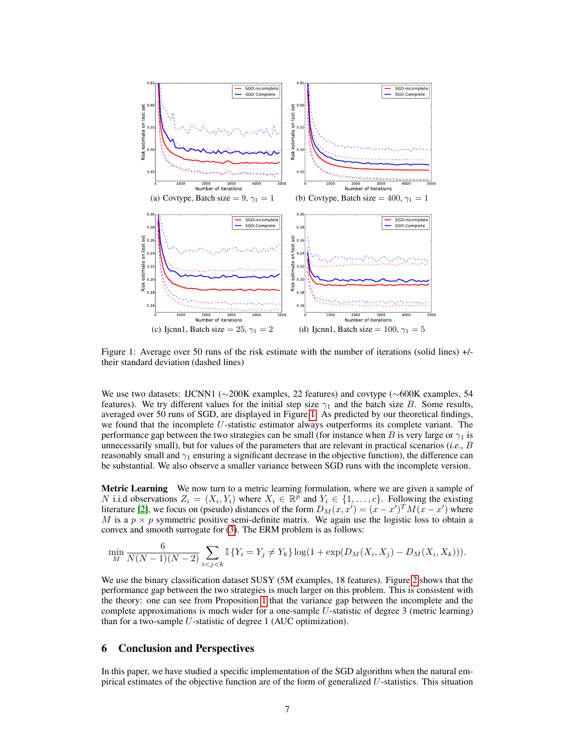(a) Covtype, Batch size = 9, $\gamma_1 = 1$

(b) Covtype, Batch size = 400, $\gamma_1 = 1$

(c) Ijcnn1, Batch size = 25, $\gamma_1 = 2$

(d) Ijcnn1, Batch size = 100, $\gamma_1 = 5$

Figure 1: Average over 50 runs of the risk estimate with the number of iterations (solid lines) +/- their standard deviation (dashed lines)

We use two datasets: IJCNN1 (∼200K examples, 22 features) and covtype (∼600K examples, 54 features). We try different values for the initial step size $\gamma_1$ and the batch size $B$. Some results, averaged over 50 runs of SGD, are displayed in Figure 1. As predicted by our theoretical findings, we found that the incomplete $U$-statistic estimator always outperforms its complete variant. The performance gap between the two strategies can be small (for instance when $B$ is very large or $\gamma_1$ is unnecessarily small), but for values of the parameters that are relevant in practical scenarios (*i.e.*, $B$ reasonably small and $\gamma_1$ ensuring a significant decrease in the objective function), the difference can be substantial. We also observe a smaller variance between SGD runs with the incomplete version.

**Metric Learning** We now turn to a metric learning formulation, where we are given a sample of $N$ i.i.d observations $Z_i = (X_i, Y_i)$ where $X_i \in \mathbb{R}^p$ and $Y_i \in \{1, \ldots, c\}$. Following the existing literature [2], we focus on (pseudo) distances of the form $D_M(x, x') = (x - x')^T M(x - x')$ where $M$ is a $p \times p$ symmetric positive semi-definite matrix. We again use the logistic loss to obtain a convex and smooth surrogate for (3). The ERM problem is as follows:

$$\min_M \frac{6}{N(N-1)(N-2)} \sum_{i<j<k} \mathbb{I}\{Y_i = Y_j \neq Y_k\} \log(1 + \exp(D_M(X_i, X_j) - D_M(X_i, X_k))).$$

We use the binary classification dataset SUSY (5M examples, 18 features). Figure 2 shows that the performance gap between the two strategies is much larger on this problem. This is consistent with the theory: one can see from Proposition 1 that the variance gap between the incomplete and the complete approximations is much wider for a one-sample $U$-statistic of degree 3 (metric learning) than for a two-sample $U$-statistic of degree 1 (AUC optimization).

## 6 Conclusion and Perspectives

In this paper, we have studied a specific implementation of the SGD algorithm when the natural empirical estimates of the objective function are of the form of generalized $U$-statistics. This situation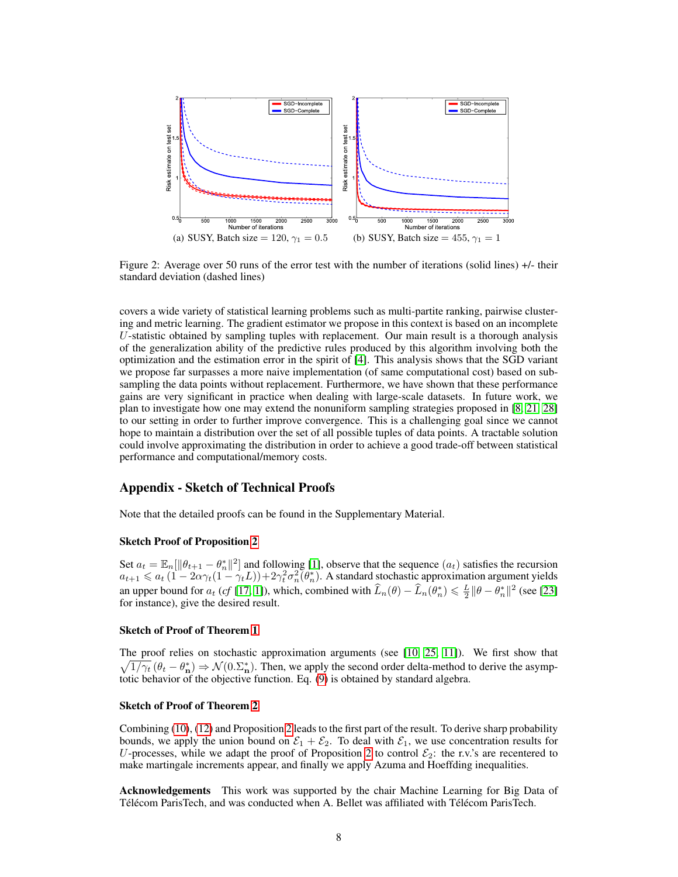(a) SUSY, Batch size = 120, $\gamma_1 = 0.5$ (b) SUSY, Batch size = 455, $\gamma_1 = 1$

Figure 2: Average over 50 runs of the error test with the number of iterations (solid lines) +/- their standard deviation (dashed lines)

covers a wide variety of statistical learning problems such as multi-partite ranking, pairwise clustering and metric learning. The gradient estimator we propose in this context is based on an incomplete $U$-statistic obtained by sampling tuples with replacement. Our main result is a thorough analysis of the generalization ability of the predictive rules produced by this algorithm involving both the optimization and the estimation error in the spirit of [4]. This analysis shows that the SGD variant we propose far surpasses a more naive implementation (of same computational cost) based on subsampling the data points without replacement. Furthermore, we have shown that these performance gains are very significant in practice when dealing with large-scale datasets. In future work, we plan to investigate how one may extend the nonuniform sampling strategies proposed in [8, 21, 28] to our setting in order to further improve convergence. This is a challenging goal since we cannot hope to maintain a distribution over the set of all possible tuples of data points. A tractable solution could involve approximating the distribution in order to achieve a good trade-off between statistical performance and computational/memory costs.

## Appendix - Sketch of Technical Proofs

Note that the detailed proofs can be found in the Supplementary Material.

### Sketch Proof of Proposition 2

Set $a_t = \mathbb{E}_n[\|\theta_{t+1} - \theta_n^*\|^2]$ and following [1], observe that the sequence $(a_t)$ satisfies the recursion $a_{t+1} \leqslant a_t\left(1 - 2\alpha\gamma_t(1-\gamma_t L)\right) + 2\gamma_t^2\sigma_n^2(\theta_n^*)$. A standard stochastic approximation argument yields an upper bound for $a_t$ (*cf* [17, 1]), which, combined with $\widehat{L}_n(\theta) - \widehat{L}_n(\theta_n^*) \leqslant \frac{L}{2}\|\theta - \theta_n^*\|^2$ (see [23] for instance), give the desired result.

### Sketch of Proof of Theorem 1

The proof relies on stochastic approximation arguments (see [10, 25, 11]). We first show that $\sqrt{1/\gamma_t}\,(\theta_t - \theta_{\mathbf{n}}^*) \Rightarrow \mathcal{N}(0.\Sigma_{\mathbf{n}}^*)$. Then, we apply the second order delta-method to derive the asymptotic behavior of the objective function. Eq. (9) is obtained by standard algebra.

### Sketch of Proof of Theorem 2

Combining (10), (12) and Proposition 2 leads to the first part of the result. To derive sharp probability bounds, we apply the union bound on $\mathcal{E}_1 + \mathcal{E}_2$. To deal with $\mathcal{E}_1$, we use concentration results for $U$-processes, while we adapt the proof of Proposition 2 to control $\mathcal{E}_2$: the r.v.'s are recentered to make martingale increments appear, and finally we apply Azuma and Hoeffding inequalities.

**Acknowledgements** This work was supported by the chair Machine Learning for Big Data of Télécom ParisTech, and was conducted when A. Bellet was affiliated with Télécom ParisTech.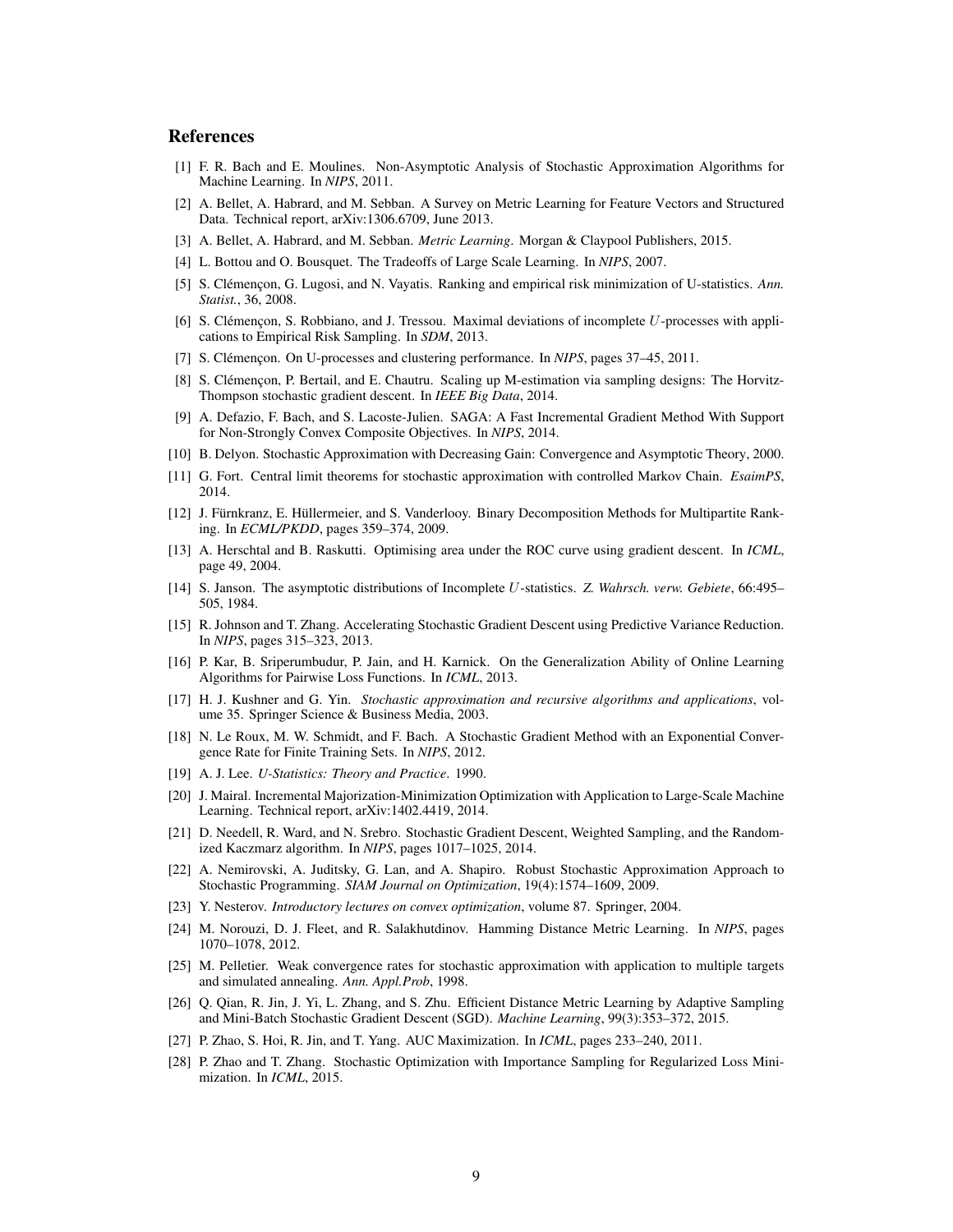## References

[1] F. R. Bach and E. Moulines. Non-Asymptotic Analysis of Stochastic Approximation Algorithms for Machine Learning. In *NIPS*, 2011.

[2] A. Bellet, A. Habrard, and M. Sebban. A Survey on Metric Learning for Feature Vectors and Structured Data. Technical report, arXiv:1306.6709, June 2013.

[3] A. Bellet, A. Habrard, and M. Sebban. *Metric Learning*. Morgan & Claypool Publishers, 2015.

[4] L. Bottou and O. Bousquet. The Tradeoffs of Large Scale Learning. In *NIPS*, 2007.

[5] S. Clémençon, G. Lugosi, and N. Vayatis. Ranking and empirical risk minimization of U-statistics. *Ann. Statist.*, 36, 2008.

[6] S. Clémençon, S. Robbiano, and J. Tressou. Maximal deviations of incomplete $U$-processes with applications to Empirical Risk Sampling. In *SDM*, 2013.

[7] S. Clémençon. On U-processes and clustering performance. In *NIPS*, pages 37–45, 2011.

[8] S. Clémençon, P. Bertail, and E. Chautru. Scaling up M-estimation via sampling designs: The Horvitz-Thompson stochastic gradient descent. In *IEEE Big Data*, 2014.

[9] A. Defazio, F. Bach, and S. Lacoste-Julien. SAGA: A Fast Incremental Gradient Method With Support for Non-Strongly Convex Composite Objectives. In *NIPS*, 2014.

[10] B. Delyon. Stochastic Approximation with Decreasing Gain: Convergence and Asymptotic Theory, 2000.

[11] G. Fort. Central limit theorems for stochastic approximation with controlled Markov Chain. *EsaimPS*, 2014.

[12] J. Fürnkranz, E. Hüllermeier, and S. Vanderlooy. Binary Decomposition Methods for Multipartite Ranking. In *ECML/PKDD*, pages 359–374, 2009.

[13] A. Herschtal and B. Raskutti. Optimising area under the ROC curve using gradient descent. In *ICML*, page 49, 2004.

[14] S. Janson. The asymptotic distributions of Incomplete $U$-statistics. *Z. Wahrsch. verw. Gebiete*, 66:495–505, 1984.

[15] R. Johnson and T. Zhang. Accelerating Stochastic Gradient Descent using Predictive Variance Reduction. In *NIPS*, pages 315–323, 2013.

[16] P. Kar, B. Sriperumbudur, P. Jain, and H. Karnick. On the Generalization Ability of Online Learning Algorithms for Pairwise Loss Functions. In *ICML*, 2013.

[17] H. J. Kushner and G. Yin. *Stochastic approximation and recursive algorithms and applications*, volume 35. Springer Science & Business Media, 2003.

[18] N. Le Roux, M. W. Schmidt, and F. Bach. A Stochastic Gradient Method with an Exponential Convergence Rate for Finite Training Sets. In *NIPS*, 2012.

[19] A. J. Lee. *U-Statistics: Theory and Practice*. 1990.

[20] J. Mairal. Incremental Majorization-Minimization Optimization with Application to Large-Scale Machine Learning. Technical report, arXiv:1402.4419, 2014.

[21] D. Needell, R. Ward, and N. Srebro. Stochastic Gradient Descent, Weighted Sampling, and the Randomized Kaczmarz algorithm. In *NIPS*, pages 1017–1025, 2014.

[22] A. Nemirovski, A. Juditsky, G. Lan, and A. Shapiro. Robust Stochastic Approximation Approach to Stochastic Programming. *SIAM Journal on Optimization*, 19(4):1574–1609, 2009.

[23] Y. Nesterov. *Introductory lectures on convex optimization*, volume 87. Springer, 2004.

[24] M. Norouzi, D. J. Fleet, and R. Salakhutdinov. Hamming Distance Metric Learning. In *NIPS*, pages 1070–1078, 2012.

[25] M. Pelletier. Weak convergence rates for stochastic approximation with application to multiple targets and simulated annealing. *Ann. Appl.Prob*, 1998.

[26] Q. Qian, R. Jin, J. Yi, L. Zhang, and S. Zhu. Efficient Distance Metric Learning by Adaptive Sampling and Mini-Batch Stochastic Gradient Descent (SGD). *Machine Learning*, 99(3):353–372, 2015.

[27] P. Zhao, S. Hoi, R. Jin, and T. Yang. AUC Maximization. In *ICML*, pages 233–240, 2011.

[28] P. Zhao and T. Zhang. Stochastic Optimization with Importance Sampling for Regularized Loss Minimization. In *ICML*, 2015.